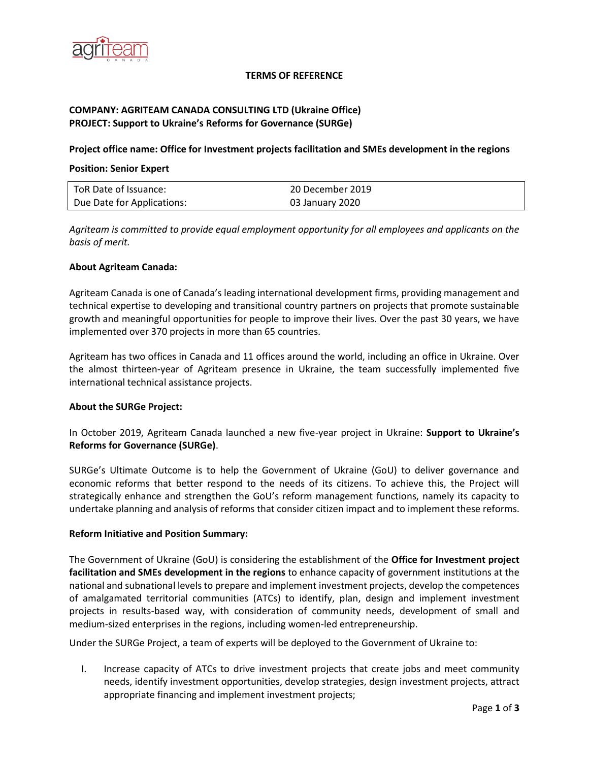# TERMS OF REFERENCE

**COMPANY: AGRITEAM CANADA CONSULTING LTD (Ukraine Office)**
**PROJECT: Support to Ukraine's Reforms for Governance (SURGe)**

**Project office name: Office for Investment projects facilitation and SMEs development in the regions**

**Position: Senior Expert**

| ToR Date of Issuance: | 20 December 2019 |
|---|---|
| Due Date for Applications: | 03 January 2020 |

*Agriteam is committed to provide equal employment opportunity for all employees and applicants on the basis of merit.*

**About Agriteam Canada:**

Agriteam Canada is one of Canada's leading international development firms, providing management and technical expertise to developing and transitional country partners on projects that promote sustainable growth and meaningful opportunities for people to improve their lives. Over the past 30 years, we have implemented over 370 projects in more than 65 countries.

Agriteam has two offices in Canada and 11 offices around the world, including an office in Ukraine. Over the almost thirteen-year of Agriteam presence in Ukraine, the team successfully implemented five international technical assistance projects.

**About the SURGe Project:**

In October 2019, Agriteam Canada launched a new five-year project in Ukraine: **Support to Ukraine's Reforms for Governance (SURGe)**.

SURGe's Ultimate Outcome is to help the Government of Ukraine (GoU) to deliver governance and economic reforms that better respond to the needs of its citizens. To achieve this, the Project will strategically enhance and strengthen the GoU's reform management functions, namely its capacity to undertake planning and analysis of reforms that consider citizen impact and to implement these reforms.

**Reform Initiative and Position Summary:**

The Government of Ukraine (GoU) is considering the establishment of the **Office for Investment project facilitation and SMEs development in the regions** to enhance capacity of government institutions at the national and subnational levels to prepare and implement investment projects, develop the competences of amalgamated territorial communities (ATCs) to identify, plan, design and implement investment projects in results-based way, with consideration of community needs, development of small and medium-sized enterprises in the regions, including women-led entrepreneurship.

Under the SURGe Project, a team of experts will be deployed to the Government of Ukraine to:

I. Increase capacity of ATCs to drive investment projects that create jobs and meet community needs, identify investment opportunities, develop strategies, design investment projects, attract appropriate financing and implement investment projects;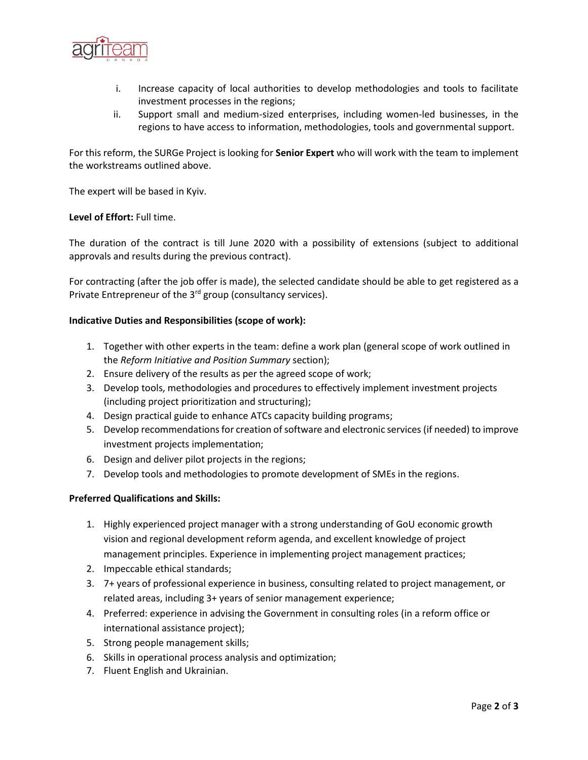i. Increase capacity of local authorities to develop methodologies and tools to facilitate investment processes in the regions;
ii. Support small and medium-sized enterprises, including women-led businesses, in the regions to have access to information, methodologies, tools and governmental support.

For this reform, the SURGe Project is looking for **Senior Expert** who will work with the team to implement the workstreams outlined above.

The expert will be based in Kyiv.

**Level of Effort:** Full time.

The duration of the contract is till June 2020 with a possibility of extensions (subject to additional approvals and results during the previous contract).

For contracting (after the job offer is made), the selected candidate should be able to get registered as a Private Entrepreneur of the 3rd group (consultancy services).

**Indicative Duties and Responsibilities (scope of work):**

1. Together with other experts in the team: define a work plan (general scope of work outlined in the *Reform Initiative and Position Summary* section);
2. Ensure delivery of the results as per the agreed scope of work;
3. Develop tools, methodologies and procedures to effectively implement investment projects (including project prioritization and structuring);
4. Design practical guide to enhance ATCs capacity building programs;
5. Develop recommendations for creation of software and electronic services (if needed) to improve investment projects implementation;
6. Design and deliver pilot projects in the regions;
7. Develop tools and methodologies to promote development of SMEs in the regions.

**Preferred Qualifications and Skills:**

1. Highly experienced project manager with a strong understanding of GoU economic growth vision and regional development reform agenda, and excellent knowledge of project management principles. Experience in implementing project management practices;
2. Impeccable ethical standards;
3. 7+ years of professional experience in business, consulting related to project management, or related areas, including 3+ years of senior management experience;
4. Preferred: experience in advising the Government in consulting roles (in a reform office or international assistance project);
5. Strong people management skills;
6. Skills in operational process analysis and optimization;
7. Fluent English and Ukrainian.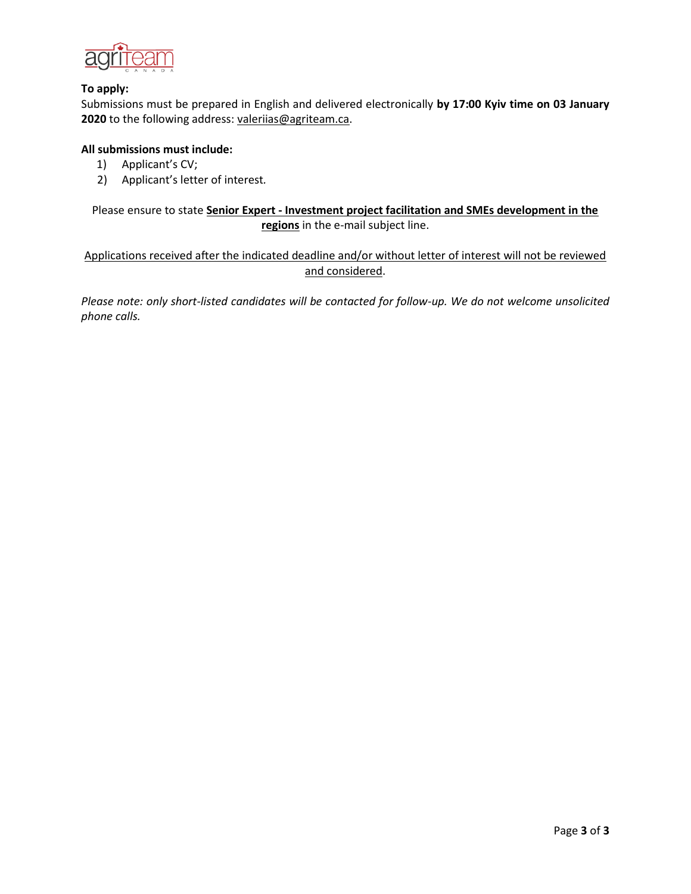**To apply:**

Submissions must be prepared in English and delivered electronically **by 17:00 Kyiv time on 03 January 2020** to the following address: valeriias@agriteam.ca.

**All submissions must include:**

1) Applicant's CV;
2) Applicant's letter of interest.

Please ensure to state **Senior Expert - Investment project facilitation and SMEs development in the regions** in the e-mail subject line.

Applications received after the indicated deadline and/or without letter of interest will not be reviewed and considered.

*Please note: only short-listed candidates will be contacted for follow-up. We do not welcome unsolicited phone calls.*